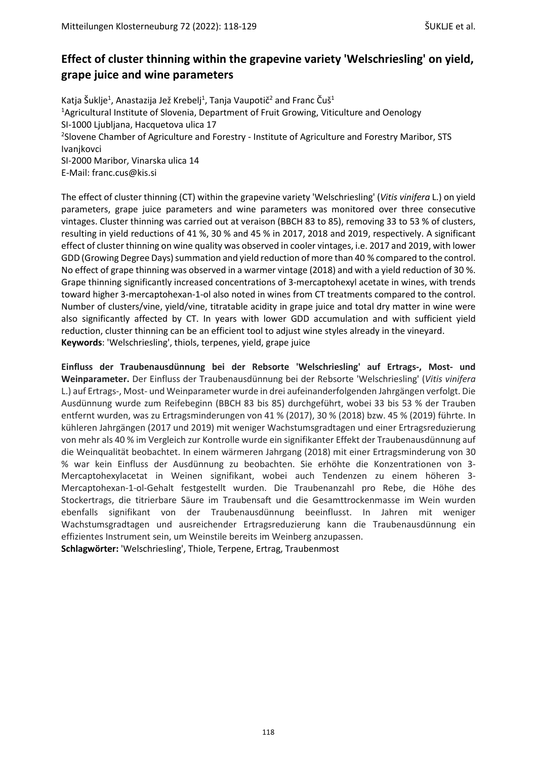# Effect of cluster thinning within the grapevine variety 'Welschriesling' on yield, grape juice and wine parameters

Katja Šuklje[1], Anastazija Jež Krebelj[1], Tanja Vaupotič[2] and Franc Čuš[1]

[1]Agricultural Institute of Slovenia, Department of Fruit Growing, Viticulture and Oenology
SI-1000 Ljubljana, Hacquetova ulica 17

[2]Slovene Chamber of Agriculture and Forestry - Institute of Agriculture and Forestry Maribor, STS Ivanjkovci
SI-2000 Maribor, Vinarska ulica 14

E-Mail: franc.cus@kis.si

The effect of cluster thinning (CT) within the grapevine variety 'Welschriesling' (*Vitis vinifera* L.) on yield parameters, grape juice parameters and wine parameters was monitored over three consecutive vintages. Cluster thinning was carried out at veraison (BBCH 83 to 85), removing 33 to 53 % of clusters, resulting in yield reductions of 41 %, 30 % and 45 % in 2017, 2018 and 2019, respectively. A significant effect of cluster thinning on wine quality was observed in cooler vintages, i.e. 2017 and 2019, with lower GDD (Growing Degree Days) summation and yield reduction of more than 40 % compared to the control. No effect of grape thinning was observed in a warmer vintage (2018) and with a yield reduction of 30 %. Grape thinning significantly increased concentrations of 3-mercaptohexyl acetate in wines, with trends toward higher 3-mercaptohexan-1-ol also noted in wines from CT treatments compared to the control. Number of clusters/vine, yield/vine, titratable acidity in grape juice and total dry matter in wine were also significantly affected by CT. In years with lower GDD accumulation and with sufficient yield reduction, cluster thinning can be an efficient tool to adjust wine styles already in the vineyard.

**Keywords**: 'Welschriesling', thiols, terpenes, yield, grape juice

**Einfluss der Traubenausdünnung bei der Rebsorte 'Welschriesling' auf Ertrags-, Most- und Weinparameter.** Der Einfluss der Traubenausdünnung bei der Rebsorte 'Welschriesling' (*Vitis vinifera* L.) auf Ertrags-, Most- und Weinparameter wurde in drei aufeinanderfolgenden Jahrgängen verfolgt. Die Ausdünnung wurde zum Reifebeginn (BBCH 83 bis 85) durchgeführt, wobei 33 bis 53 % der Trauben entfernt wurden, was zu Ertragsminderungen von 41 % (2017), 30 % (2018) bzw. 45 % (2019) führte. In kühleren Jahrgängen (2017 und 2019) mit weniger Wachstumsgradtagen und einer Ertragsreduzierung von mehr als 40 % im Vergleich zur Kontrolle wurde ein signifikanter Effekt der Traubenausdünnung auf die Weinqualität beobachtet. In einem wärmeren Jahrgang (2018) mit einer Ertragsminderung von 30 % war kein Einfluss der Ausdünnung zu beobachten. Sie erhöhte die Konzentrationen von 3-Mercaptohexylacetat in Weinen signifikant, wobei auch Tendenzen zu einem höheren 3-Mercaptohexan-1-ol-Gehalt festgestellt wurden. Die Traubenanzahl pro Rebe, die Höhe des Stockertrags, die titrierbare Säure im Traubensaft und die Gesamttrockenmasse im Wein wurden ebenfalls signifikant von der Traubenausdünnung beeinflusst. In Jahren mit weniger Wachstumsgradtagen und ausreichender Ertragsreduzierung kann die Traubenausdünnung ein effizientes Instrument sein, um Weinstile bereits im Weinberg anzupassen.

**Schlagwörter:** 'Welschriesling', Thiole, Terpene, Ertrag, Traubenmost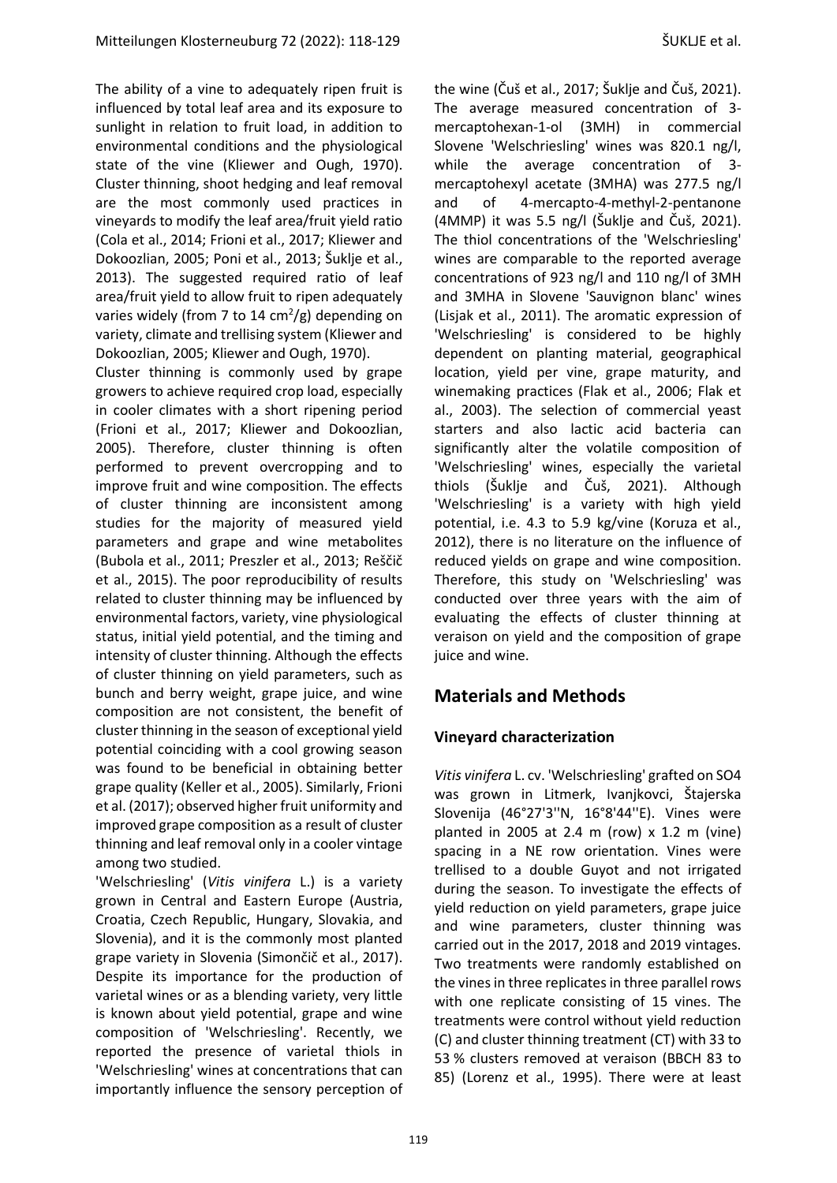The ability of a vine to adequately ripen fruit is influenced by total leaf area and its exposure to sunlight in relation to fruit load, in addition to environmental conditions and the physiological state of the vine (Kliewer and Ough, 1970). Cluster thinning, shoot hedging and leaf removal are the most commonly used practices in vineyards to modify the leaf area/fruit yield ratio (Cola et al., 2014; Frioni et al., 2017; Kliewer and Dokoozlian, 2005; Poni et al., 2013; Šuklje et al., 2013). The suggested required ratio of leaf area/fruit yield to allow fruit to ripen adequately varies widely (from 7 to 14 $cm^2/g$) depending on variety, climate and trellising system (Kliewer and Dokoozlian, 2005; Kliewer and Ough, 1970).

Cluster thinning is commonly used by grape growers to achieve required crop load, especially in cooler climates with a short ripening period (Frioni et al., 2017; Kliewer and Dokoozlian, 2005). Therefore, cluster thinning is often performed to prevent overcropping and to improve fruit and wine composition. The effects of cluster thinning are inconsistent among studies for the majority of measured yield parameters and grape and wine metabolites (Bubola et al., 2011; Preszler et al., 2013; Reščič et al., 2015). The poor reproducibility of results related to cluster thinning may be influenced by environmental factors, variety, vine physiological status, initial yield potential, and the timing and intensity of cluster thinning. Although the effects of cluster thinning on yield parameters, such as bunch and berry weight, grape juice, and wine composition are not consistent, the benefit of cluster thinning in the season of exceptional yield potential coinciding with a cool growing season was found to be beneficial in obtaining better grape quality (Keller et al., 2005). Similarly, Frioni et al. (2017); observed higher fruit uniformity and improved grape composition as a result of cluster thinning and leaf removal only in a cooler vintage among two studied.

'Welschriesling' (*Vitis vinifera* L.) is a variety grown in Central and Eastern Europe (Austria, Croatia, Czech Republic, Hungary, Slovakia, and Slovenia), and it is the commonly most planted grape variety in Slovenia (Simončič et al., 2017). Despite its importance for the production of varietal wines or as a blending variety, very little is known about yield potential, grape and wine composition of 'Welschriesling'. Recently, we reported the presence of varietal thiols in 'Welschriesling' wines at concentrations that can importantly influence the sensory perception of the wine (Čuš et al., 2017; Šuklje and Čuš, 2021). The average measured concentration of 3-mercaptohexan-1-ol (3MH) in commercial Slovene 'Welschriesling' wines was 820.1 ng/l, while the average concentration of 3-mercaptohexyl acetate (3MHA) was 277.5 ng/l and of 4-mercapto-4-methyl-2-pentanone (4MMP) it was 5.5 ng/l (Šuklje and Čuš, 2021). The thiol concentrations of the 'Welschriesling' wines are comparable to the reported average concentrations of 923 ng/l and 110 ng/l of 3MH and 3MHA in Slovene 'Sauvignon blanc' wines (Lisjak et al., 2011). The aromatic expression of 'Welschriesling' is considered to be highly dependent on planting material, geographical location, yield per vine, grape maturity, and winemaking practices (Flak et al., 2006; Flak et al., 2003). The selection of commercial yeast starters and also lactic acid bacteria can significantly alter the volatile composition of 'Welschriesling' wines, especially the varietal thiols (Šuklje and Čuš, 2021). Although 'Welschriesling' is a variety with high yield potential, i.e. 4.3 to 5.9 kg/vine (Koruza et al., 2012), there is no literature on the influence of reduced yields on grape and wine composition. Therefore, this study on 'Welschriesling' was conducted over three years with the aim of evaluating the effects of cluster thinning at veraison on yield and the composition of grape juice and wine.

## Materials and Methods

### Vineyard characterization

*Vitis vinifera* L. cv. 'Welschriesling' grafted on SO4 was grown in Litmerk, Ivanjkovci, Štajerska Slovenija (46°27'3''N, 16°8'44''E). Vines were planted in 2005 at 2.4 m (row) x 1.2 m (vine) spacing in a NE row orientation. Vines were trellised to a double Guyot and not irrigated during the season. To investigate the effects of yield reduction on yield parameters, grape juice and wine parameters, cluster thinning was carried out in the 2017, 2018 and 2019 vintages. Two treatments were randomly established on the vines in three replicates in three parallel rows with one replicate consisting of 15 vines. The treatments were control without yield reduction (C) and cluster thinning treatment (CT) with 33 to 53 % clusters removed at veraison (BBCH 83 to 85) (Lorenz et al., 1995). There were at least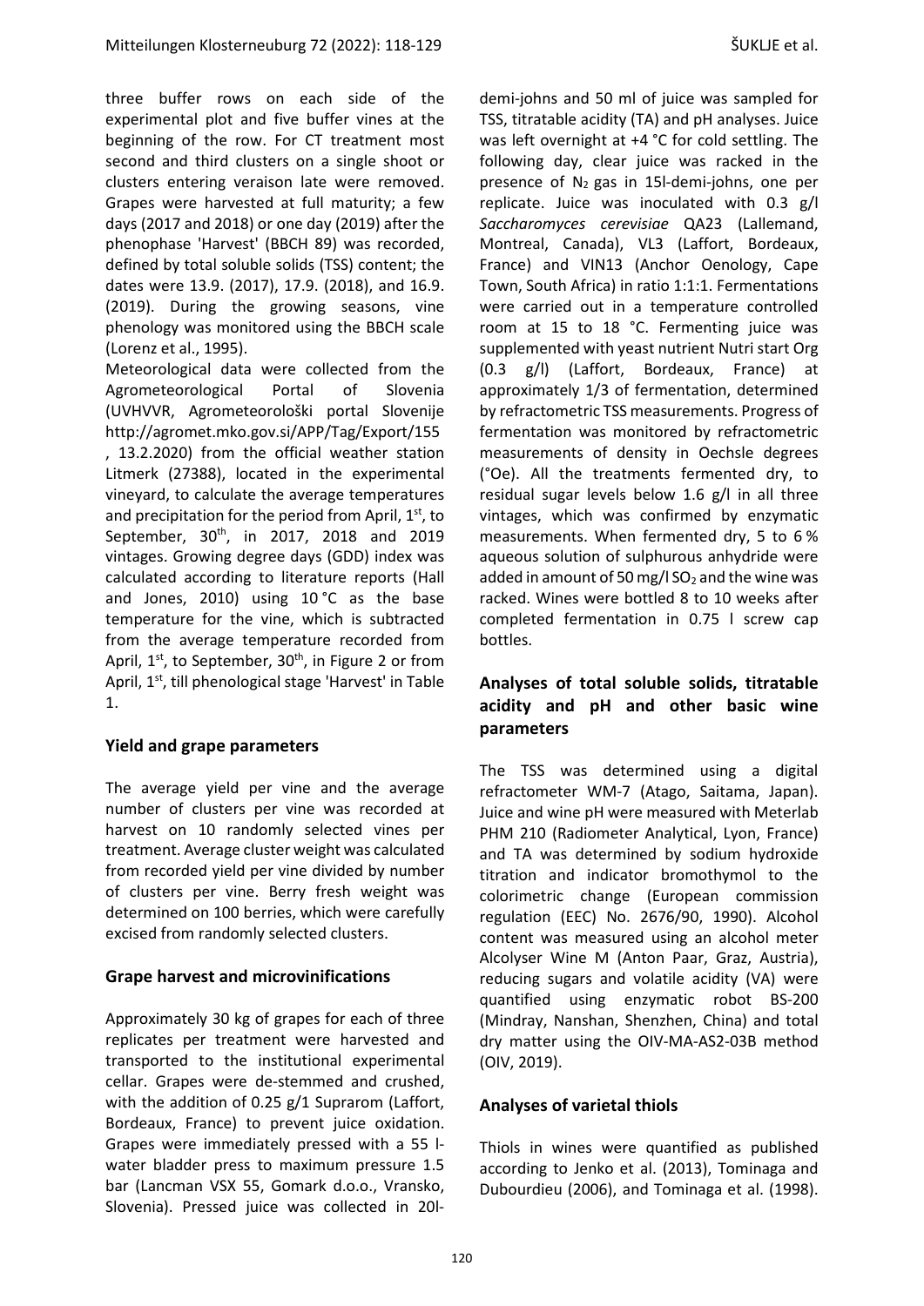three buffer rows on each side of the experimental plot and five buffer vines at the beginning of the row. For CT treatment most second and third clusters on a single shoot or clusters entering veraison late were removed. Grapes were harvested at full maturity; a few days (2017 and 2018) or one day (2019) after the phenophase 'Harvest' (BBCH 89) was recorded, defined by total soluble solids (TSS) content; the dates were 13.9. (2017), 17.9. (2018), and 16.9. (2019). During the growing seasons, vine phenology was monitored using the BBCH scale (Lorenz et al., 1995).

Meteorological data were collected from the Agrometeorological Portal of Slovenia (UVHVVR, Agrometeorološki portal Slovenije http://agromet.mko.gov.si/APP/Tag/Export/155 , 13.2.2020) from the official weather station Litmerk (27388), located in the experimental vineyard, to calculate the average temperatures and precipitation for the period from April, 1st, to September, 30th, in 2017, 2018 and 2019 vintages. Growing degree days (GDD) index was calculated according to literature reports (Hall and Jones, 2010) using 10 °C as the base temperature for the vine, which is subtracted from the average temperature recorded from April, 1st, to September, 30th, in Figure 2 or from April, 1st, till phenological stage 'Harvest' in Table 1.

## Yield and grape parameters

The average yield per vine and the average number of clusters per vine was recorded at harvest on 10 randomly selected vines per treatment. Average cluster weight was calculated from recorded yield per vine divided by number of clusters per vine. Berry fresh weight was determined on 100 berries, which were carefully excised from randomly selected clusters.

## Grape harvest and microvinifications

Approximately 30 kg of grapes for each of three replicates per treatment were harvested and transported to the institutional experimental cellar. Grapes were de-stemmed and crushed, with the addition of 0.25 g/1 Suprarom (Laffort, Bordeaux, France) to prevent juice oxidation. Grapes were immediately pressed with a 55 l-water bladder press to maximum pressure 1.5 bar (Lancman VSX 55, Gomark d.o.o., Vransko, Slovenia). Pressed juice was collected in 20l-demi-johns and 50 ml of juice was sampled for TSS, titratable acidity (TA) and pH analyses. Juice was left overnight at +4 °C for cold settling. The following day, clear juice was racked in the presence of $N_2$ gas in 15l-demi-johns, one per replicate. Juice was inoculated with 0.3 g/l *Saccharomyces cerevisiae* QA23 (Lallemand, Montreal, Canada), VL3 (Laffort, Bordeaux, France) and VIN13 (Anchor Oenology, Cape Town, South Africa) in ratio 1:1:1. Fermentations were carried out in a temperature controlled room at 15 to 18 °C. Fermenting juice was supplemented with yeast nutrient Nutri start Org (0.3 g/l) (Laffort, Bordeaux, France) at approximately 1/3 of fermentation, determined by refractometric TSS measurements. Progress of fermentation was monitored by refractometric measurements of density in Oechsle degrees (°Oe). All the treatments fermented dry, to residual sugar levels below 1.6 g/l in all three vintages, which was confirmed by enzymatic measurements. When fermented dry, 5 to 6 % aqueous solution of sulphurous anhydride were added in amount of 50 mg/l $SO_2$ and the wine was racked. Wines were bottled 8 to 10 weeks after completed fermentation in 0.75 l screw cap bottles.

## Analyses of total soluble solids, titratable acidity and pH and other basic wine parameters

The TSS was determined using a digital refractometer WM-7 (Atago, Saitama, Japan). Juice and wine pH were measured with Meterlab PHM 210 (Radiometer Analytical, Lyon, France) and TA was determined by sodium hydroxide titration and indicator bromothymol to the colorimetric change (European commission regulation (EEC) No. 2676/90, 1990). Alcohol content was measured using an alcohol meter Alcolyser Wine M (Anton Paar, Graz, Austria), reducing sugars and volatile acidity (VA) were quantified using enzymatic robot BS-200 (Mindray, Nanshan, Shenzhen, China) and total dry matter using the OIV-MA-AS2-03B method (OIV, 2019).

## Analyses of varietal thiols

Thiols in wines were quantified as published according to Jenko et al. (2013), Tominaga and Dubourdieu (2006), and Tominaga et al. (1998).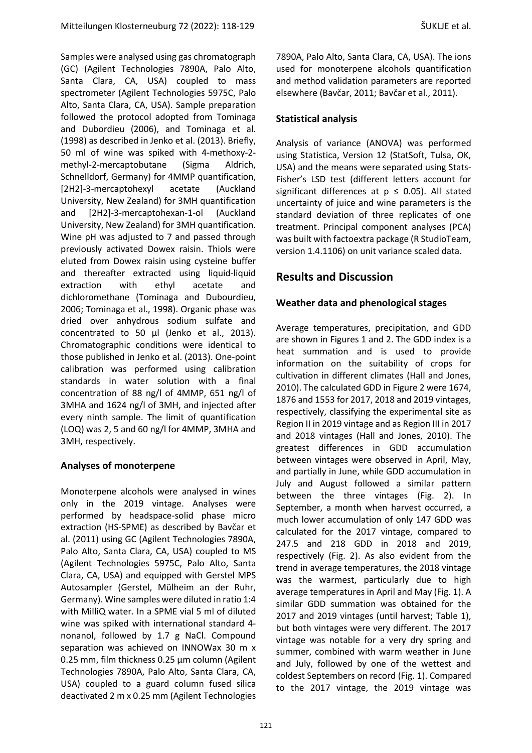Samples were analysed using gas chromatograph (GC) (Agilent Technologies 7890A, Palo Alto, Santa Clara, CA, USA) coupled to mass spectrometer (Agilent Technologies 5975C, Palo Alto, Santa Clara, CA, USA). Sample preparation followed the protocol adopted from Tominaga and Dubordieu (2006), and Tominaga et al. (1998) as described in Jenko et al. (2013). Briefly, 50 ml of wine was spiked with 4-methoxy-2-methyl-2-mercaptobutane (Sigma Aldrich, Schnelldorf, Germany) for 4MMP quantification, [2H2]-3-mercaptohexyl acetate (Auckland University, New Zealand) for 3MH quantification and [2H2]-3-mercaptohexan-1-ol (Auckland University, New Zealand) for 3MH quantification. Wine pH was adjusted to 7 and passed through previously activated Dowex raisin. Thiols were eluted from Dowex raisin using cysteine buffer and thereafter extracted using liquid-liquid extraction with ethyl acetate and dichloromethane (Tominaga and Dubourdieu, 2006; Tominaga et al., 1998). Organic phase was dried over anhydrous sodium sulfate and concentrated to 50 µl (Jenko et al., 2013). Chromatographic conditions were identical to those published in Jenko et al. (2013). One-point calibration was performed using calibration standards in water solution with a final concentration of 88 ng/l of 4MMP, 651 ng/l of 3MHA and 1624 ng/l of 3MH, and injected after every ninth sample. The limit of quantification (LOQ) was 2, 5 and 60 ng/l for 4MMP, 3MHA and 3MH, respectively.

### Analyses of monoterpene

Monoterpene alcohols were analysed in wines only in the 2019 vintage. Analyses were performed by headspace-solid phase micro extraction (HS-SPME) as described by Bavčar et al. (2011) using GC (Agilent Technologies 7890A, Palo Alto, Santa Clara, CA, USA) coupled to MS (Agilent Technologies 5975C, Palo Alto, Santa Clara, CA, USA) and equipped with Gerstel MPS Autosampler (Gerstel, Mülheim an der Ruhr, Germany). Wine samples were diluted in ratio 1:4 with MilliQ water. In a SPME vial 5 ml of diluted wine was spiked with international standard 4-nonanol, followed by 1.7 g NaCl. Compound separation was achieved on INNOWax 30 m x 0.25 mm, film thickness 0.25 µm column (Agilent Technologies 7890A, Palo Alto, Santa Clara, CA, USA) coupled to a guard column fused silica deactivated 2 m x 0.25 mm (Agilent Technologies 7890A, Palo Alto, Santa Clara, CA, USA). The ions used for monoterpene alcohols quantification and method validation parameters are reported elsewhere (Bavčar, 2011; Bavčar et al., 2011).

### Statistical analysis

Analysis of variance (ANOVA) was performed using Statistica, Version 12 (StatSoft, Tulsa, OK, USA) and the means were separated using Stats-Fisher's LSD test (different letters account for significant differences at $p \leq 0.05$). All stated uncertainty of juice and wine parameters is the standard deviation of three replicates of one treatment. Principal component analyses (PCA) was built with factoextra package (R StudioTeam, version 1.4.1106) on unit variance scaled data.

## Results and Discussion

### Weather data and phenological stages

Average temperatures, precipitation, and GDD are shown in Figures 1 and 2. The GDD index is a heat summation and is used to provide information on the suitability of crops for cultivation in different climates (Hall and Jones, 2010). The calculated GDD in Figure 2 were 1674, 1876 and 1553 for 2017, 2018 and 2019 vintages, respectively, classifying the experimental site as Region II in 2019 vintage and as Region III in 2017 and 2018 vintages (Hall and Jones, 2010). The greatest differences in GDD accumulation between vintages were observed in April, May, and partially in June, while GDD accumulation in July and August followed a similar pattern between the three vintages (Fig. 2). In September, a month when harvest occurred, a much lower accumulation of only 147 GDD was calculated for the 2017 vintage, compared to 247.5 and 218 GDD in 2018 and 2019, respectively (Fig. 2). As also evident from the trend in average temperatures, the 2018 vintage was the warmest, particularly due to high average temperatures in April and May (Fig. 1). A similar GDD summation was obtained for the 2017 and 2019 vintages (until harvest; Table 1), but both vintages were very different. The 2017 vintage was notable for a very dry spring and summer, combined with warm weather in June and July, followed by one of the wettest and coldest Septembers on record (Fig. 1). Compared to the 2017 vintage, the 2019 vintage was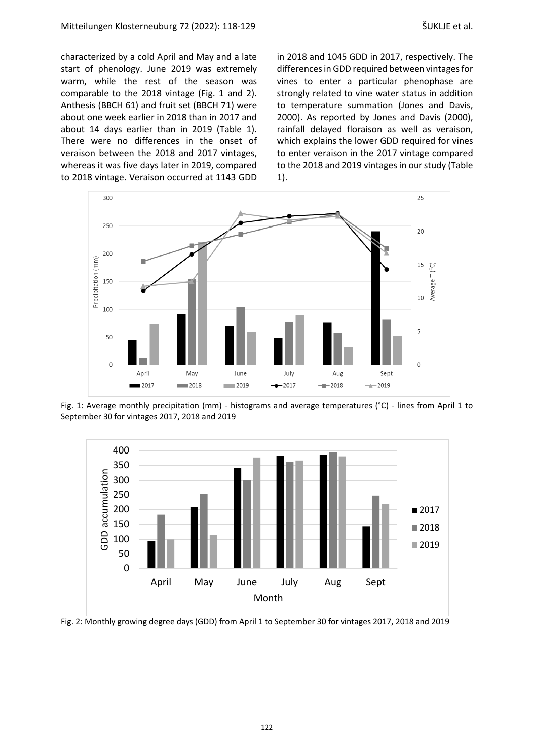characterized by a cold April and May and a late start of phenology. June 2019 was extremely warm, while the rest of the season was comparable to the 2018 vintage (Fig. 1 and 2). Anthesis (BBCH 61) and fruit set (BBCH 71) were about one week earlier in 2018 than in 2017 and about 14 days earlier than in 2019 (Table 1). There were no differences in the onset of veraison between the 2018 and 2017 vintages, whereas it was five days later in 2019, compared to 2018 vintage. Veraison occurred at 1143 GDD in 2018 and 1045 GDD in 2017, respectively. The differences in GDD required between vintages for vines to enter a particular phenophase are strongly related to vine water status in addition to temperature summation (Jones and Davis, 2000). As reported by Jones and Davis (2000), rainfall delayed floraison as well as veraison, which explains the lower GDD required for vines to enter veraison in the 2017 vintage compared to the 2018 and 2019 vintages in our study (Table 1).

Fig. 1: Average monthly precipitation (mm) - histograms and average temperatures (°C) - lines from April 1 to September 30 for vintages 2017, 2018 and 2019

Fig. 2: Monthly growing degree days (GDD) from April 1 to September 30 for vintages 2017, 2018 and 2019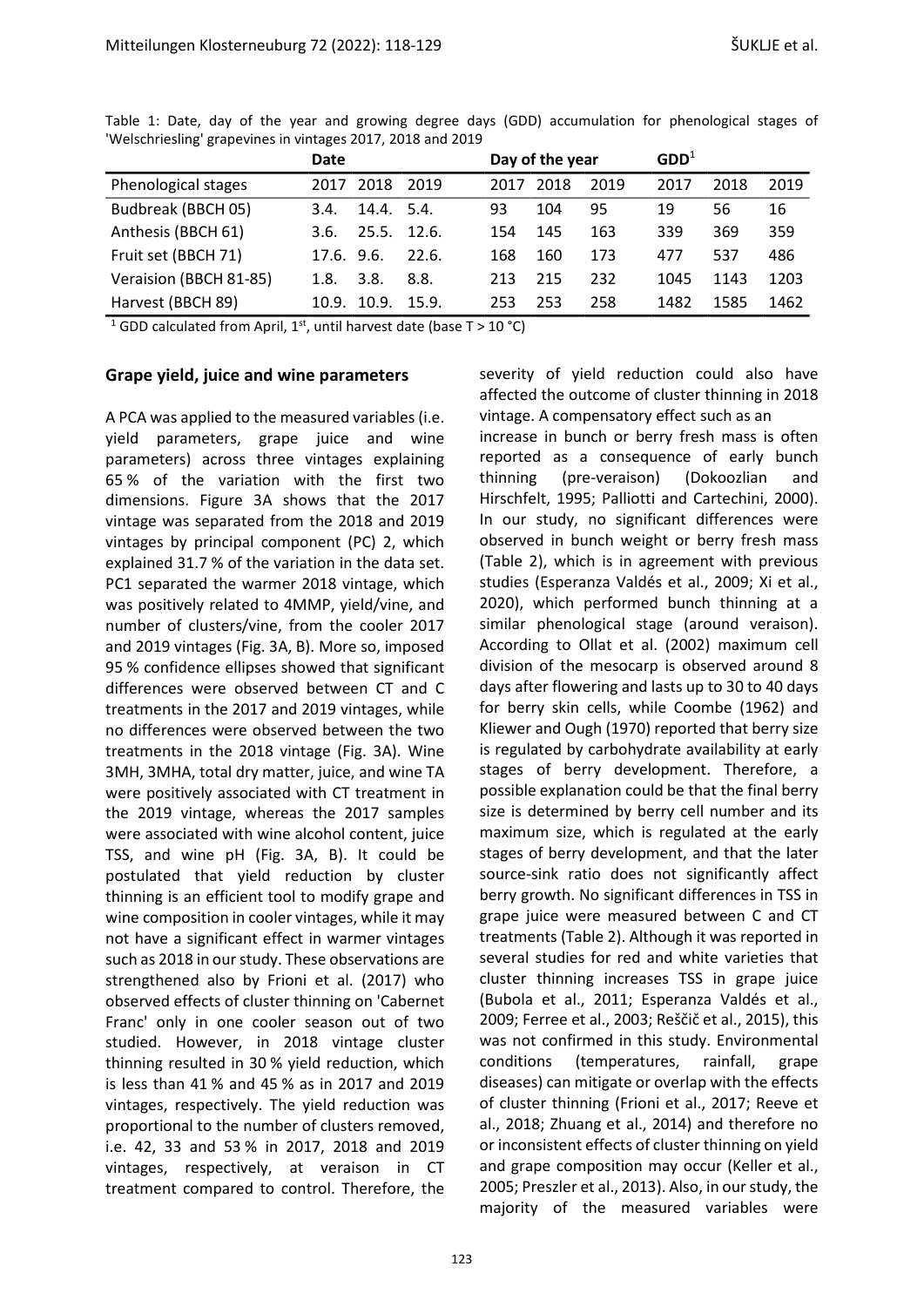Table 1: Date, day of the year and growing degree days (GDD) accumulation for phenological stages of 'Welschriesling' grapevines in vintages 2017, 2018 and 2019

| | Date | | | Day of the year | | | GDD[1] | | |
|---|---|---|---|---|---|---|---|---|---|
| Phenological stages | 2017 | 2018 | 2019 | 2017 | 2018 | 2019 | 2017 | 2018 | 2019 |
| Budbreak (BBCH 05) | 3.4. | 14.4. | 5.4. | 93 | 104 | 95 | 19 | 56 | 16 |
| Anthesis (BBCH 61) | 3.6. | 25.5. | 12.6. | 154 | 145 | 163 | 339 | 369 | 359 |
| Fruit set (BBCH 71) | 17.6. | 9.6. | 22.6. | 168 | 160 | 173 | 477 | 537 | 486 |
| Veraision (BBCH 81-85) | 1.8. | 3.8. | 8.8. | 213 | 215 | 232 | 1045 | 1143 | 1203 |
| Harvest (BBCH 89) | 10.9. | 10.9. | 15.9. | 253 | 253 | 258 | 1482 | 1585 | 1462 |

[1] GDD calculated from April, 1st, until harvest date (base T > 10 °C)

## Grape yield, juice and wine parameters

A PCA was applied to the measured variables (i.e. yield parameters, grape juice and wine parameters) across three vintages explaining 65 % of the variation with the first two dimensions. Figure 3A shows that the 2017 vintage was separated from the 2018 and 2019 vintages by principal component (PC) 2, which explained 31.7 % of the variation in the data set. PC1 separated the warmer 2018 vintage, which was positively related to 4MMP, yield/vine, and number of clusters/vine, from the cooler 2017 and 2019 vintages (Fig. 3A, B). More so, imposed 95 % confidence ellipses showed that significant differences were observed between CT and C treatments in the 2017 and 2019 vintages, while no differences were observed between the two treatments in the 2018 vintage (Fig. 3A). Wine 3MH, 3MHA, total dry matter, juice, and wine TA were positively associated with CT treatment in the 2019 vintage, whereas the 2017 samples were associated with wine alcohol content, juice TSS, and wine pH (Fig. 3A, B). It could be postulated that yield reduction by cluster thinning is an efficient tool to modify grape and wine composition in cooler vintages, while it may not have a significant effect in warmer vintages such as 2018 in our study. These observations are strengthened also by Frioni et al. (2017) who observed effects of cluster thinning on 'Cabernet Franc' only in one cooler season out of two studied. However, in 2018 vintage cluster thinning resulted in 30 % yield reduction, which is less than 41 % and 45 % as in 2017 and 2019 vintages, respectively. The yield reduction was proportional to the number of clusters removed, i.e. 42, 33 and 53 % in 2017, 2018 and 2019 vintages, respectively, at veraison in CT treatment compared to control. Therefore, the severity of yield reduction could also have affected the outcome of cluster thinning in 2018 vintage. A compensatory effect such as an increase in bunch or berry fresh mass is often reported as a consequence of early bunch thinning (pre-veraison) (Dokoozlian and Hirschfelt, 1995; Palliotti and Cartechini, 2000). In our study, no significant differences were observed in bunch weight or berry fresh mass (Table 2), which is in agreement with previous studies (Esperanza Valdés et al., 2009; Xi et al., 2020), which performed bunch thinning at a similar phenological stage (around veraison). According to Ollat et al. (2002) maximum cell division of the mesocarp is observed around 8 days after flowering and lasts up to 30 to 40 days for berry skin cells, while Coombe (1962) and Kliewer and Ough (1970) reported that berry size is regulated by carbohydrate availability at early stages of berry development. Therefore, a possible explanation could be that the final berry size is determined by berry cell number and its maximum size, which is regulated at the early stages of berry development, and that the later source-sink ratio does not significantly affect berry growth. No significant differences in TSS in grape juice were measured between C and CT treatments (Table 2). Although it was reported in several studies for red and white varieties that cluster thinning increases TSS in grape juice (Bubola et al., 2011; Esperanza Valdés et al., 2009; Ferree et al., 2003; Reščič et al., 2015), this was not confirmed in this study. Environmental conditions (temperatures, rainfall, grape diseases) can mitigate or overlap with the effects of cluster thinning (Frioni et al., 2017; Reeve et al., 2018; Zhuang et al., 2014) and therefore no or inconsistent effects of cluster thinning on yield and grape composition may occur (Keller et al., 2005; Preszler et al., 2013). Also, in our study, the majority of the measured variables were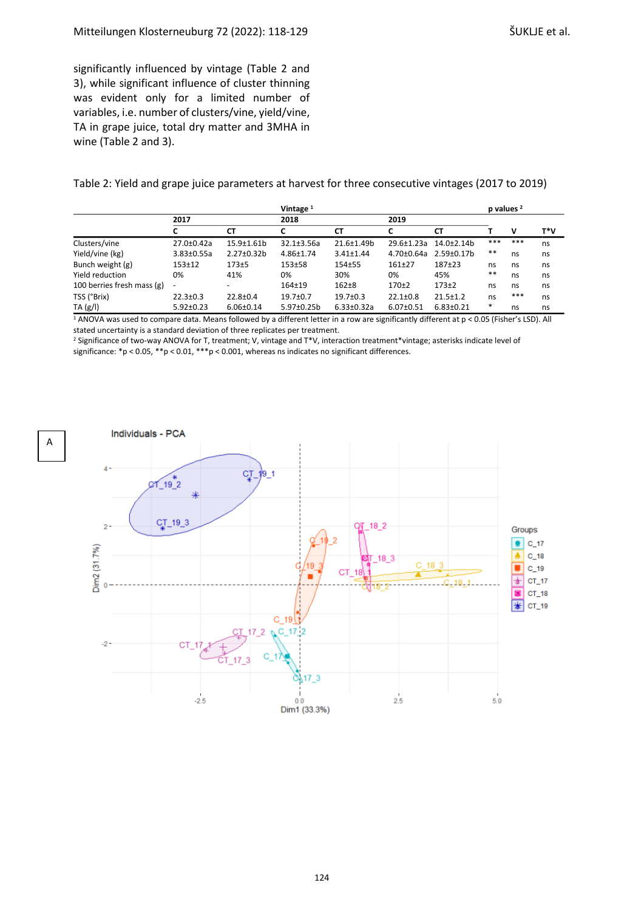significantly influenced by vintage (Table 2 and 3), while significant influence of cluster thinning was evident only for a limited number of variables, i.e. number of clusters/vine, yield/vine, TA in grape juice, total dry matter and 3MHA in wine (Table 2 and 3).

Table 2: Yield and grape juice parameters at harvest for three consecutive vintages (2017 to 2019)

| | Vintage [1] | | | | | | p values [2] | | |
|---|---|---|---|---|---|---|---|---|---|
| | 2017 | | 2018 | | 2019 | | | | |
| | C | CT | C | CT | C | CT | T | V | T*V |
| Clusters/vine | 27.0±0.42a | 15.9±1.61b | 32.1±3.56a | 21.6±1.49b | 29.6±1.23a | 14.0±2.14b | *** | *** | ns |
| Yield/vine (kg) | 3.83±0.55a | 2.27±0.32b | 4.86±1.74 | 3.41±1.44 | 4.70±0.64a | 2.59±0.17b | ** | ns | ns |
| Bunch weight (g) | 153±12 | 173±5 | 153±58 | 154±55 | 161±27 | 187±23 | ns | ns | ns |
| Yield reduction | 0% | 41% | 0% | 30% | 0% | 45% | ** | ns | ns |
| 100 berries fresh mass (g) | - | - | 164±19 | 162±8 | 170±2 | 173±2 | ns | ns | ns |
| TSS (°Brix) | 22.3±0.3 | 22.8±0.4 | 19.7±0.7 | 19.7±0.3 | 22.1±0.8 | 21.5±1.2 | ns | *** | ns |
| TA (g/l) | 5.92±0.23 | 6.06±0.14 | 5.97±0.25b | 6.33±0.32a | 6.07±0.51 | 6.83±0.21 | * | ns | ns |

[1] ANOVA was used to compare data. Means followed by a different letter in a row are significantly different at $p < 0.05$ (Fisher's LSD). All stated uncertainty is a standard deviation of three replicates per treatment.
[2] Significance of two-way ANOVA for T, treatment; V, vintage and T*V, interaction treatment*vintage; asterisks indicate level of significance: *$p < 0.05$, **$p < 0.01$, ***$p < 0.001$, whereas ns indicates no significant differences.

A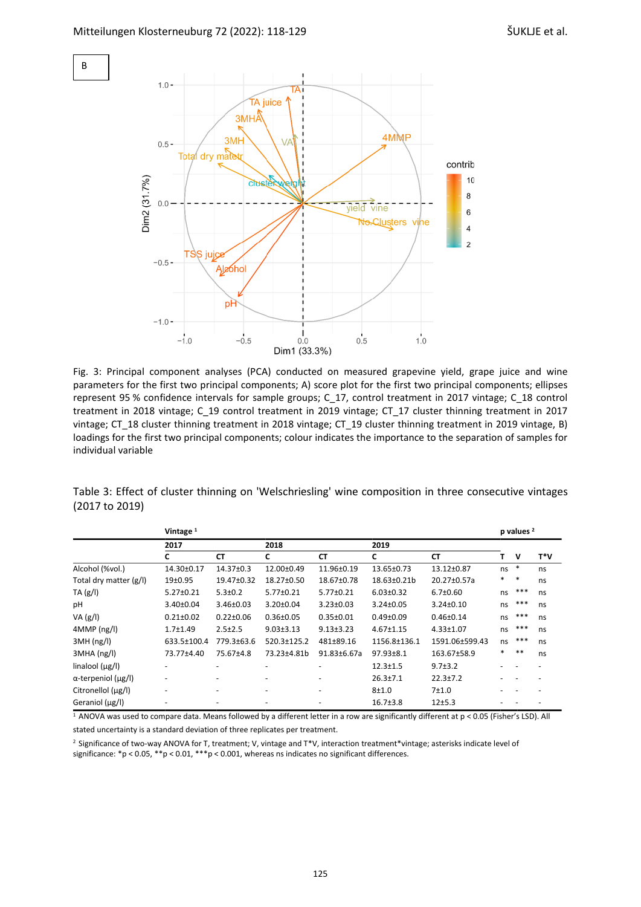B

Fig. 3: Principal component analyses (PCA) conducted on measured grapevine yield, grape juice and wine parameters for the first two principal components; A) score plot for the first two principal components; ellipses represent 95 % confidence intervals for sample groups; C_17, control treatment in 2017 vintage; C_18 control treatment in 2018 vintage; C_19 control treatment in 2019 vintage; CT_17 cluster thinning treatment in 2017 vintage; CT_18 cluster thinning treatment in 2018 vintage; CT_19 cluster thinning treatment in 2019 vintage, B) loadings for the first two principal components; colour indicates the importance to the separation of samples for individual variable

Table 3: Effect of cluster thinning on 'Welschriesling' wine composition in three consecutive vintages (2017 to 2019)

| | Vintage [1] | | | | | | p values [2] | | |
|---|---|---|---|---|---|---|---|---|---|
| | 2017 | | 2018 | | 2019 | | | | |
| | C | CT | C | CT | C | CT | T | V | T*V |
| Alcohol (%vol.) | 14.30±0.17 | 14.37±0.3 | 12.00±0.49 | 11.96±0.19 | 13.65±0.73 | 13.12±0.87 | ns | * | ns |
| Total dry matter (g/l) | 19±0.95 | 19.47±0.32 | 18.27±0.50 | 18.67±0.78 | 18.63±0.21b | 20.27±0.57a | * | * | ns |
| TA (g/l) | 5.27±0.21 | 5.3±0.2 | 5.77±0.21 | 5.77±0.21 | 6.03±0.32 | 6.7±0.60 | ns | *** | ns |
| pH | 3.40±0.04 | 3.46±0.03 | 3.20±0.04 | 3.23±0.03 | 3.24±0.05 | 3.24±0.10 | ns | *** | ns |
| VA (g/l) | 0.21±0.02 | 0.22±0.06 | 0.36±0.05 | 0.35±0.01 | 0.49±0.09 | 0.46±0.14 | ns | *** | ns |
| 4MMP (ng/l) | 1.7±1.49 | 2.5±2.5 | 9.03±3.13 | 9.13±3.23 | 4.67±1.15 | 4.33±1.07 | ns | *** | ns |
| 3MH (ng/l) | 633.5±100.4 | 779.3±63.6 | 520.3±125.2 | 481±89.16 | 1156.8±136.1 | 1591.06±599.43 | ns | *** | ns |
| 3MHA (ng/l) | 73.77±4.40 | 75.67±4.8 | 73.23±4.81b | 91.83±6.67a | 97.93±8.1 | 163.67±58.9 | * | ** | ns |
| linalool (µg/l) | - | - | - | - | 12.3±1.5 | 9.7±3.2 | - | - | - |
| α-terpeniol (µg/l) | - | - | - | - | 26.3±7.1 | 22.3±7.2 | - | - | - |
| Citronellol (µg/l) | - | - | - | - | 8±1.0 | 7±1.0 | - | - | - |
| Geraniol (µg/l) | - | - | - | - | 16.7±3.8 | 12±5.3 | - | - | - |

[1] ANOVA was used to compare data. Means followed by a different letter in a row are significantly different at $p < 0.05$ (Fisher's LSD). All stated uncertainty is a standard deviation of three replicates per treatment.

[2] Significance of two-way ANOVA for T, treatment; V, vintage and T*V, interaction treatment*vintage; asterisks indicate level of significance: *$p < 0.05$, **$p < 0.01$, ***$p < 0.001$, whereas ns indicates no significant differences.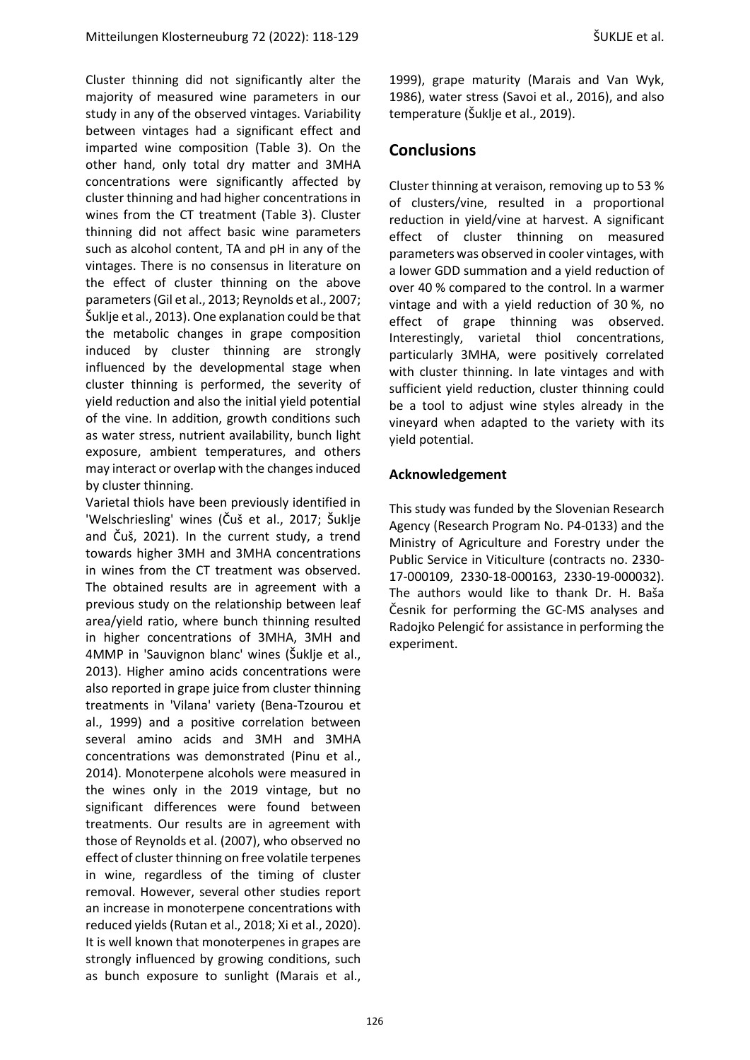Cluster thinning did not significantly alter the majority of measured wine parameters in our study in any of the observed vintages. Variability between vintages had a significant effect and imparted wine composition (Table 3). On the other hand, only total dry matter and 3MHA concentrations were significantly affected by cluster thinning and had higher concentrations in wines from the CT treatment (Table 3). Cluster thinning did not affect basic wine parameters such as alcohol content, TA and pH in any of the vintages. There is no consensus in literature on the effect of cluster thinning on the above parameters (Gil et al., 2013; Reynolds et al., 2007; Šuklje et al., 2013). One explanation could be that the metabolic changes in grape composition induced by cluster thinning are strongly influenced by the developmental stage when cluster thinning is performed, the severity of yield reduction and also the initial yield potential of the vine. In addition, growth conditions such as water stress, nutrient availability, bunch light exposure, ambient temperatures, and others may interact or overlap with the changes induced by cluster thinning.

Varietal thiols have been previously identified in 'Welschriesling' wines (Čuš et al., 2017; Šuklje and Čuš, 2021). In the current study, a trend towards higher 3MH and 3MHA concentrations in wines from the CT treatment was observed. The obtained results are in agreement with a previous study on the relationship between leaf area/yield ratio, where bunch thinning resulted in higher concentrations of 3MHA, 3MH and 4MMP in 'Sauvignon blanc' wines (Šuklje et al., 2013). Higher amino acids concentrations were also reported in grape juice from cluster thinning treatments in 'Vilana' variety (Bena-Tzourou et al., 1999) and a positive correlation between several amino acids and 3MH and 3MHA concentrations was demonstrated (Pinu et al., 2014). Monoterpene alcohols were measured in the wines only in the 2019 vintage, but no significant differences were found between treatments. Our results are in agreement with those of Reynolds et al. (2007), who observed no effect of cluster thinning on free volatile terpenes in wine, regardless of the timing of cluster removal. However, several other studies report an increase in monoterpene concentrations with reduced yields (Rutan et al., 2018; Xi et al., 2020). It is well known that monoterpenes in grapes are strongly influenced by growing conditions, such as bunch exposure to sunlight (Marais et al., 1999), grape maturity (Marais and Van Wyk, 1986), water stress (Savoi et al., 2016), and also temperature (Šuklje et al., 2019).

## Conclusions

Cluster thinning at veraison, removing up to 53 % of clusters/vine, resulted in a proportional reduction in yield/vine at harvest. A significant effect of cluster thinning on measured parameters was observed in cooler vintages, with a lower GDD summation and a yield reduction of over 40 % compared to the control. In a warmer vintage and with a yield reduction of 30 %, no effect of grape thinning was observed. Interestingly, varietal thiol concentrations, particularly 3MHA, were positively correlated with cluster thinning. In late vintages and with sufficient yield reduction, cluster thinning could be a tool to adjust wine styles already in the vineyard when adapted to the variety with its yield potential.

### Acknowledgement

This study was funded by the Slovenian Research Agency (Research Program No. P4-0133) and the Ministry of Agriculture and Forestry under the Public Service in Viticulture (contracts no. 2330-17-000109, 2330-18-000163, 2330-19-000032). The authors would like to thank Dr. H. Baša Česnik for performing the GC-MS analyses and Radojko Pelengić for assistance in performing the experiment.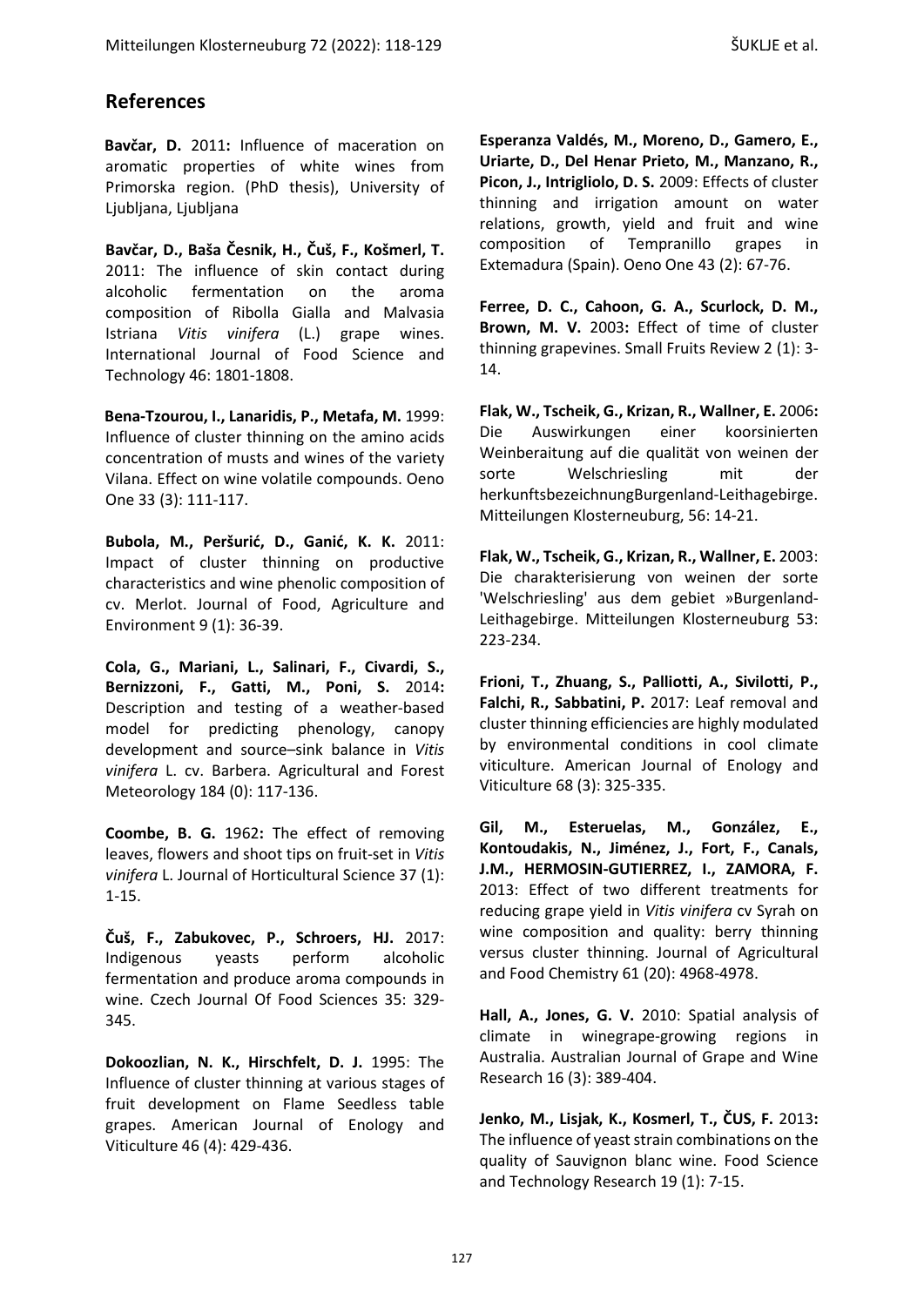## References

**Bavčar, D.** 2011**:** Influence of maceration on aromatic properties of white wines from Primorska region. (PhD thesis), University of Ljubljana, Ljubljana

**Bavčar, D., Baša Česnik, H., Čuš, F., Košmerl, T.** 2011: The influence of skin contact during alcoholic fermentation on the aroma composition of Ribolla Gialla and Malvasia Istriana *Vitis vinifera* (L.) grape wines. International Journal of Food Science and Technology 46: 1801-1808.

**Bena-Tzourou, I., Lanaridis, P., Metafa, M.** 1999: Influence of cluster thinning on the amino acids concentration of musts and wines of the variety Vilana. Effect on wine volatile compounds. Oeno One 33 (3): 111-117.

**Bubola, M., Peršurić, D., Ganić, K. K.** 2011: Impact of cluster thinning on productive characteristics and wine phenolic composition of cv. Merlot. Journal of Food, Agriculture and Environment 9 (1): 36-39.

**Cola, G., Mariani, L., Salinari, F., Civardi, S., Bernizzoni, F., Gatti, M., Poni, S.** 2014**:** Description and testing of a weather-based model for predicting phenology, canopy development and source–sink balance in *Vitis vinifera* L. cv. Barbera. Agricultural and Forest Meteorology 184 (0): 117-136.

**Coombe, B. G.** 1962**:** The effect of removing leaves, flowers and shoot tips on fruit-set in *Vitis vinifera* L. Journal of Horticultural Science 37 (1): 1-15.

**Čuš, F., Zabukovec, P., Schroers, HJ.** 2017: Indigenous yeasts perform alcoholic fermentation and produce aroma compounds in wine. Czech Journal Of Food Sciences 35: 329-345.

**Dokoozlian, N. K., Hirschfelt, D. J.** 1995: The Influence of cluster thinning at various stages of fruit development on Flame Seedless table grapes. American Journal of Enology and Viticulture 46 (4): 429-436.

**Esperanza Valdés, M., Moreno, D., Gamero, E., Uriarte, D., Del Henar Prieto, M., Manzano, R., Picon, J., Intrigliolo, D. S.** 2009: Effects of cluster thinning and irrigation amount on water relations, growth, yield and fruit and wine composition of Tempranillo grapes in Extemadura (Spain). Oeno One 43 (2): 67-76.

**Ferree, D. C., Cahoon, G. A., Scurlock, D. M., Brown, M. V.** 2003**:** Effect of time of cluster thinning grapevines. Small Fruits Review 2 (1): 3-14.

**Flak, W., Tscheik, G., Krizan, R., Wallner, E.** 2006**:** Die Auswirkungen einer koorsinierten Weinberaitung auf die qualität von weinen der sorte Welschriesling mit der herkunftsbezeichnungBurgenland-Leithagebirge. Mitteilungen Klosterneuburg, 56: 14-21.

**Flak, W., Tscheik, G., Krizan, R., Wallner, E.** 2003: Die charakterisierung von weinen der sorte 'Welschriesling' aus dem gebiet »Burgenland-Leithagebirge. Mitteilungen Klosterneuburg 53: 223-234.

**Frioni, T., Zhuang, S., Palliotti, A., Sivilotti, P., Falchi, R., Sabbatini, P.** 2017: Leaf removal and cluster thinning efficiencies are highly modulated by environmental conditions in cool climate viticulture. American Journal of Enology and Viticulture 68 (3): 325-335.

**Gil, M., Esteruelas, M., González, E., Kontoudakis, N., Jiménez, J., Fort, F., Canals, J.M., HERMOSIN-GUTIERREZ, I., ZAMORA, F.** 2013: Effect of two different treatments for reducing grape yield in *Vitis vinifera* cv Syrah on wine composition and quality: berry thinning versus cluster thinning. Journal of Agricultural and Food Chemistry 61 (20): 4968-4978.

**Hall, A., Jones, G. V.** 2010: Spatial analysis of climate in winegrape-growing regions in Australia. Australian Journal of Grape and Wine Research 16 (3): 389-404.

**Jenko, M., Lisjak, K., Kosmerl, T., ČUS, F.** 2013**:** The influence of yeast strain combinations on the quality of Sauvignon blanc wine. Food Science and Technology Research 19 (1): 7-15.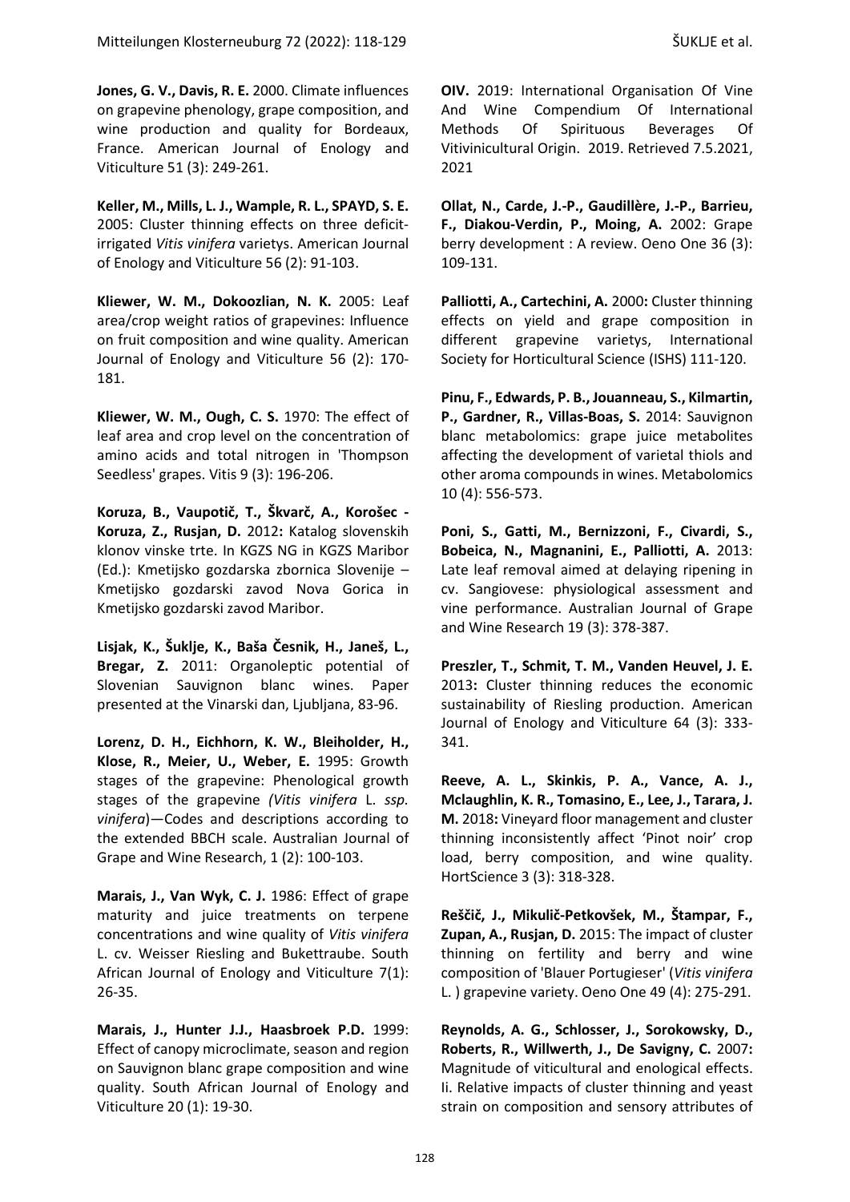**Jones, G. V., Davis, R. E.** 2000. Climate influences on grapevine phenology, grape composition, and wine production and quality for Bordeaux, France. American Journal of Enology and Viticulture 51 (3): 249-261.

**Keller, M., Mills, L. J., Wample, R. L., SPAYD, S. E.** 2005: Cluster thinning effects on three deficit-irrigated *Vitis vinifera* varietys. American Journal of Enology and Viticulture 56 (2): 91-103.

**Kliewer, W. M., Dokoozlian, N. K.** 2005: Leaf area/crop weight ratios of grapevines: Influence on fruit composition and wine quality. American Journal of Enology and Viticulture 56 (2): 170-181.

**Kliewer, W. M., Ough, C. S.** 1970: The effect of leaf area and crop level on the concentration of amino acids and total nitrogen in 'Thompson Seedless' grapes. Vitis 9 (3): 196-206.

**Koruza, B., Vaupotič, T., Škvarč, A., Korošec - Koruza, Z., Rusjan, D.** 2012**:** Katalog slovenskih klonov vinske trte. In KGZS NG in KGZS Maribor (Ed.): Kmetijsko gozdarska zbornica Slovenije – Kmetijsko gozdarski zavod Nova Gorica in Kmetijsko gozdarski zavod Maribor.

**Lisjak, K., Šuklje, K., Baša Česnik, H., Janeš, L., Bregar, Z.** 2011: Organoleptic potential of Slovenian Sauvignon blanc wines. Paper presented at the Vinarski dan, Ljubljana, 83-96.

**Lorenz, D. H., Eichhorn, K. W., Bleiholder, H., Klose, R., Meier, U., Weber, E.** 1995: Growth stages of the grapevine: Phenological growth stages of the grapevine *(Vitis vinifera* L. *ssp. vinifera*)—Codes and descriptions according to the extended BBCH scale. Australian Journal of Grape and Wine Research, 1 (2): 100-103.

**Marais, J., Van Wyk, C. J.** 1986: Effect of grape maturity and juice treatments on terpene concentrations and wine quality of *Vitis vinifera* L. cv. Weisser Riesling and Bukettraube. South African Journal of Enology and Viticulture 7(1): 26-35.

**Marais, J., Hunter J.J., Haasbroek P.D.** 1999: Effect of canopy microclimate, season and region on Sauvignon blanc grape composition and wine quality. South African Journal of Enology and Viticulture 20 (1): 19-30.

**OIV.** 2019: International Organisation Of Vine And Wine Compendium Of International Methods Of Spirituous Beverages Of Vitivinicultural Origin. 2019. Retrieved 7.5.2021, 2021

**Ollat, N., Carde, J.-P., Gaudillère, J.-P., Barrieu, F., Diakou-Verdin, P., Moing, A.** 2002: Grape berry development : A review. Oeno One 36 (3): 109-131.

**Palliotti, A., Cartechini, A.** 2000**:** Cluster thinning effects on yield and grape composition in different grapevine varietys, International Society for Horticultural Science (ISHS) 111-120.

**Pinu, F., Edwards, P. B., Jouanneau, S., Kilmartin, P., Gardner, R., Villas-Boas, S.** 2014: Sauvignon blanc metabolomics: grape juice metabolites affecting the development of varietal thiols and other aroma compounds in wines. Metabolomics 10 (4): 556-573.

**Poni, S., Gatti, M., Bernizzoni, F., Civardi, S., Bobeica, N., Magnanini, E., Palliotti, A.** 2013: Late leaf removal aimed at delaying ripening in cv. Sangiovese: physiological assessment and vine performance. Australian Journal of Grape and Wine Research 19 (3): 378-387.

**Preszler, T., Schmit, T. M., Vanden Heuvel, J. E.** 2013**:** Cluster thinning reduces the economic sustainability of Riesling production. American Journal of Enology and Viticulture 64 (3): 333-341.

**Reeve, A. L., Skinkis, P. A., Vance, A. J., Mclaughlin, K. R., Tomasino, E., Lee, J., Tarara, J. M.** 2018**:** Vineyard floor management and cluster thinning inconsistently affect 'Pinot noir' crop load, berry composition, and wine quality. HortScience 3 (3): 318-328.

**Reščič, J., Mikulič-Petkovšek, M., Štampar, F., Zupan, A., Rusjan, D.** 2015: The impact of cluster thinning on fertility and berry and wine composition of 'Blauer Portugieser' (*Vitis vinifera* L. ) grapevine variety. Oeno One 49 (4): 275-291.

**Reynolds, A. G., Schlosser, J., Sorokowsky, D., Roberts, R., Willwerth, J., De Savigny, C.** 2007**:** Magnitude of viticultural and enological effects. Ii. Relative impacts of cluster thinning and yeast strain on composition and sensory attributes of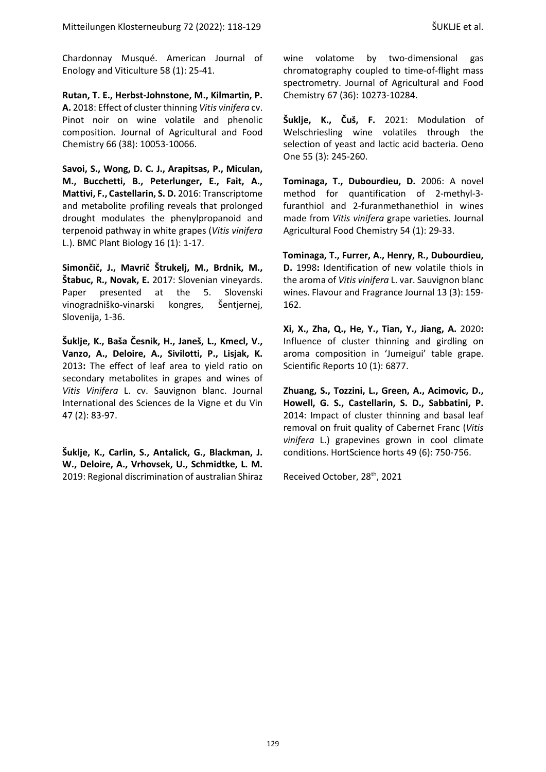Chardonnay Musqué. American Journal of Enology and Viticulture 58 (1): 25-41.

**Rutan, T. E., Herbst-Johnstone, M., Kilmartin, P. A.** 2018: Effect of cluster thinning *Vitis vinifera* cv. Pinot noir on wine volatile and phenolic composition. Journal of Agricultural and Food Chemistry 66 (38): 10053-10066.

**Savoi, S., Wong, D. C. J., Arapitsas, P., Miculan, M., Bucchetti, B., Peterlunger, E., Fait, A., Mattivi, F., Castellarin, S. D.** 2016: Transcriptome and metabolite profiling reveals that prolonged drought modulates the phenylpropanoid and terpenoid pathway in white grapes (*Vitis vinifera* L.). BMC Plant Biology 16 (1): 1-17.

**Simončič, J., Mavrič Štrukelj, M., Brdnik, M., Štabuc, R., Novak, E.** 2017: Slovenian vineyards. Paper presented at the 5. Slovenski vinogradniško-vinarski kongres, Šentjernej, Slovenija, 1-36.

**Šuklje, K., Baša Česnik, H., Janeš, L., Kmecl, V., Vanzo, A., Deloire, A., Sivilotti, P., Lisjak, K.** 2013**:** The effect of leaf area to yield ratio on secondary metabolites in grapes and wines of *Vitis Vinifera* L. cv. Sauvignon blanc. Journal International des Sciences de la Vigne et du Vin 47 (2): 83-97.

**Šuklje, K., Carlin, S., Antalick, G., Blackman, J. W., Deloire, A., Vrhovsek, U., Schmidtke, L. M.** 2019: Regional discrimination of australian Shiraz wine volatome by two-dimensional gas chromatography coupled to time-of-flight mass spectrometry. Journal of Agricultural and Food Chemistry 67 (36): 10273-10284.

**Šuklje, K., Čuš, F.** 2021: Modulation of Welschriesling wine volatiles through the selection of yeast and lactic acid bacteria. Oeno One 55 (3): 245-260.

**Tominaga, T., Dubourdieu, D.** 2006: A novel method for quantification of 2-methyl-3-furanthiol and 2-furanmethanethiol in wines made from *Vitis vinifera* grape varieties. Journal Agricultural Food Chemistry 54 (1): 29-33.

**Tominaga, T., Furrer, A., Henry, R., Dubourdieu, D.** 1998**:** Identification of new volatile thiols in the aroma of *Vitis vinifera* L. var. Sauvignon blanc wines. Flavour and Fragrance Journal 13 (3): 159-162.

**Xi, X., Zha, Q., He, Y., Tian, Y., Jiang, A.** 2020**:** Influence of cluster thinning and girdling on aroma composition in 'Jumeigui' table grape. Scientific Reports 10 (1): 6877.

**Zhuang, S., Tozzini, L., Green, A., Acimovic, D., Howell, G. S., Castellarin, S. D., Sabbatini, P.** 2014: Impact of cluster thinning and basal leaf removal on fruit quality of Cabernet Franc (*Vitis vinifera* L.) grapevines grown in cool climate conditions. HortScience horts 49 (6): 750-756.

Received October, 28th, 2021